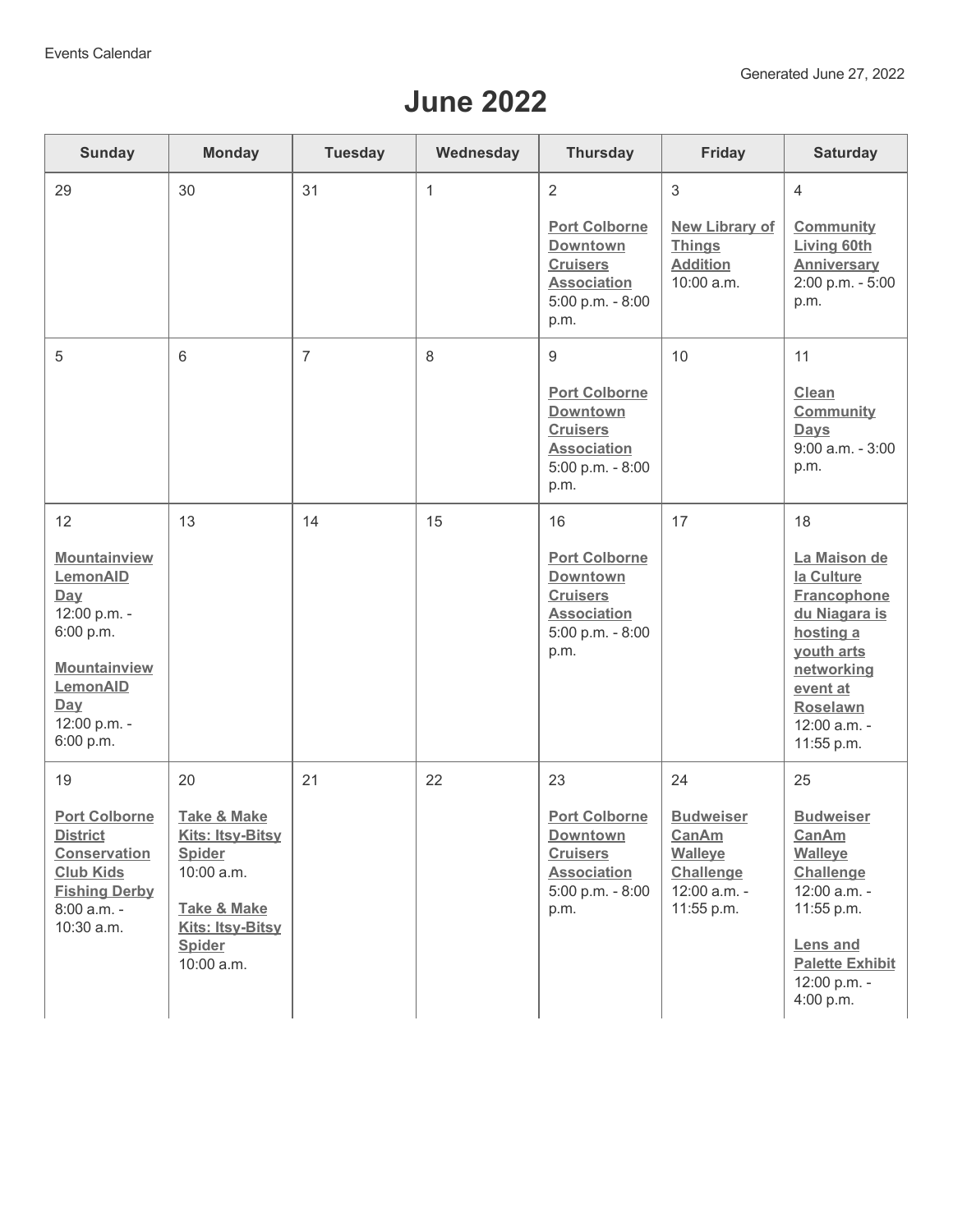Events Calendar

Generated June 27, 2022

# June 2022

| Sunday | Monday | Tuesday | Wednesday | Thursday | Friday | Saturday |
|---|---|---|---|---|---|---|
| 29 | 30 | 31 | 1 | 2<br><br>**Port Colborne Downtown Cruisers Association**<br>5:00 p.m. - 8:00 p.m. | 3<br><br>**New Library of Things Addition**<br>10:00 a.m. | 4<br><br>**Community Living 60th Anniversary**<br>2:00 p.m. - 5:00 p.m. |
| 5 | 6 | 7 | 8 | 9<br><br>**Port Colborne Downtown Cruisers Association**<br>5:00 p.m. - 8:00 p.m. | 10 | 11<br><br>**Clean Community Days**<br>9:00 a.m. - 3:00 p.m. |
| 12<br><br>**Mountainview LemonAID Day**<br>12:00 p.m. - 6:00 p.m.<br><br>**Mountainview LemonAID Day**<br>12:00 p.m. - 6:00 p.m. | 13 | 14 | 15 | 16<br><br>**Port Colborne Downtown Cruisers Association**<br>5:00 p.m. - 8:00 p.m. | 17 | 18<br><br>**La Maison de la Culture Francophone du Niagara is hosting a youth arts networking event at Roselawn**<br>12:00 a.m. - 11:55 p.m. |
| 19<br><br>**Port Colborne District Conservation Club Kids Fishing Derby**<br>8:00 a.m. - 10:30 a.m. | 20<br><br>**Take & Make Kits: Itsy-Bitsy Spider**<br>10:00 a.m.<br><br>**Take & Make Kits: Itsy-Bitsy Spider**<br>10:00 a.m. | 21 | 22 | 23<br><br>**Port Colborne Downtown Cruisers Association**<br>5:00 p.m. - 8:00 p.m. | 24<br><br>**Budweiser CanAm Walleye Challenge**<br>12:00 a.m. - 11:55 p.m. | 25<br><br>**Budweiser CanAm Walleye Challenge**<br>12:00 a.m. - 11:55 p.m.<br><br>**Lens and Palette Exhibit**<br>12:00 p.m. - 4:00 p.m. |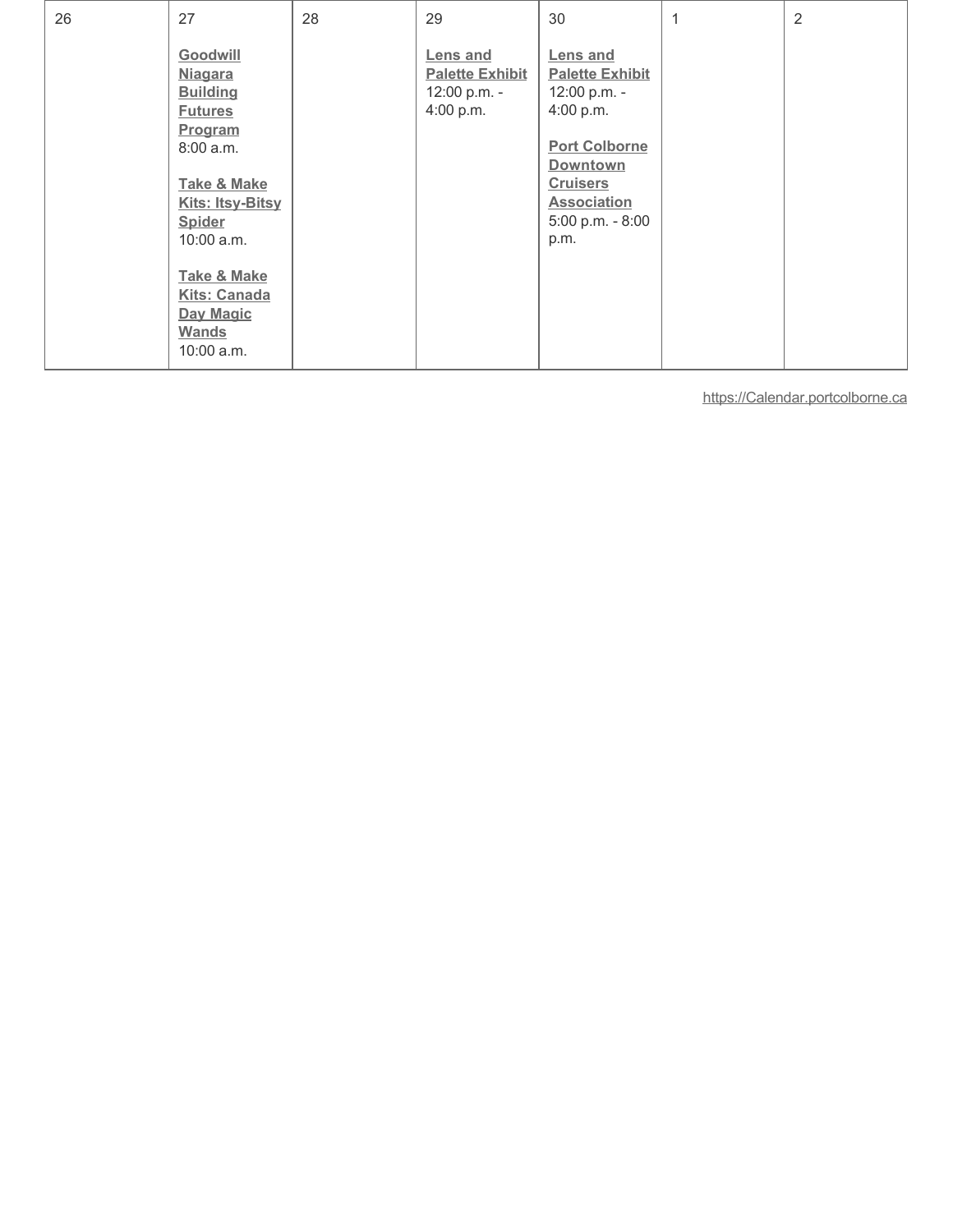| | | | | | | |
|---|---|---|---|---|---|---|
| 26 | 27<br><br>**Goodwill Niagara Building Futures Program**<br>8:00 a.m.<br><br>**Take & Make Kits: Itsy-Bitsy Spider**<br>10:00 a.m.<br><br>**Take & Make Kits: Canada Day Magic Wands**<br>10:00 a.m. | 28 | 29<br><br>**Lens and Palette Exhibit**<br>12:00 p.m. - 4:00 p.m. | 30<br><br>**Lens and Palette Exhibit**<br>12:00 p.m. - 4:00 p.m.<br><br>**Port Colborne Downtown Cruisers Association**<br>5:00 p.m. - 8:00 p.m. | 1 | 2 |

https://Calendar.portcolborne.ca